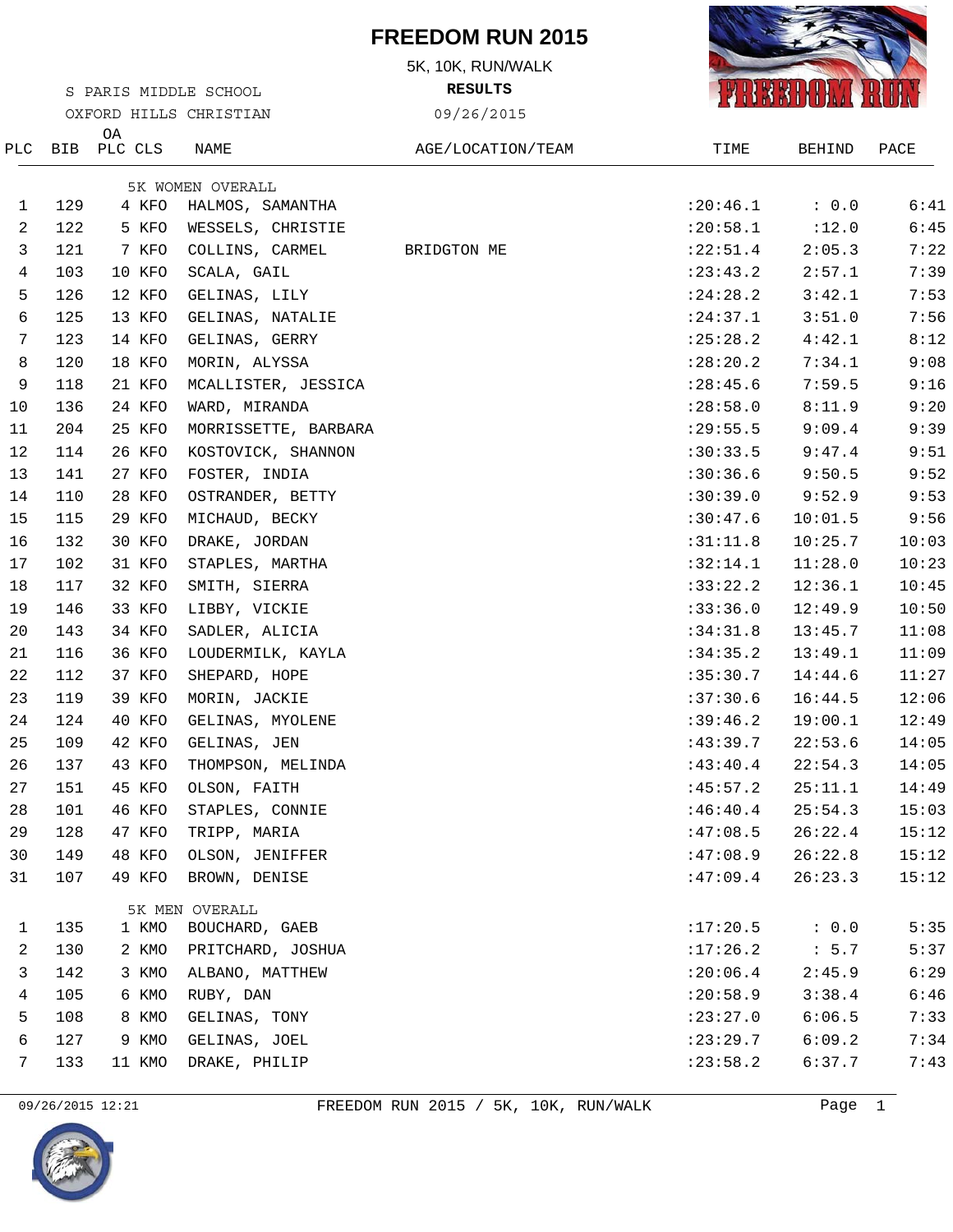# FREEDOM RUN 2015

5K, 10K, RUN/WALK

**RESULTS**

S PARIS MIDDLE SCHOOL
OXFORD HILLS CHRISTIAN

09/26/2015

| PLC | BIB | OA PLC | CLS | NAME | AGE/LOCATION/TEAM | TIME | BEHIND | PACE |
|---|---|---|---|---|---|---|---|---|
| | | | | **5K WOMEN OVERALL** | | | | |
| 1 | 129 | 4 | KFO | HALMOS, SAMANTHA | | :20:46.1 | : 0.0 | 6:41 |
| 2 | 122 | 5 | KFO | WESSELS, CHRISTIE | | :20:58.1 | :12.0 | 6:45 |
| 3 | 121 | 7 | KFO | COLLINS, CARMEL | BRIDGTON ME | :22:51.4 | 2:05.3 | 7:22 |
| 4 | 103 | 10 | KFO | SCALA, GAIL | | :23:43.2 | 2:57.1 | 7:39 |
| 5 | 126 | 12 | KFO | GELINAS, LILY | | :24:28.2 | 3:42.1 | 7:53 |
| 6 | 125 | 13 | KFO | GELINAS, NATALIE | | :24:37.1 | 3:51.0 | 7:56 |
| 7 | 123 | 14 | KFO | GELINAS, GERRY | | :25:28.2 | 4:42.1 | 8:12 |
| 8 | 120 | 18 | KFO | MORIN, ALYSSA | | :28:20.2 | 7:34.1 | 9:08 |
| 9 | 118 | 21 | KFO | MCALLISTER, JESSICA | | :28:45.6 | 7:59.5 | 9:16 |
| 10 | 136 | 24 | KFO | WARD, MIRANDA | | :28:58.0 | 8:11.9 | 9:20 |
| 11 | 204 | 25 | KFO | MORRISSETTE, BARBARA | | :29:55.5 | 9:09.4 | 9:39 |
| 12 | 114 | 26 | KFO | KOSTOVICK, SHANNON | | :30:33.5 | 9:47.4 | 9:51 |
| 13 | 141 | 27 | KFO | FOSTER, INDIA | | :30:36.6 | 9:50.5 | 9:52 |
| 14 | 110 | 28 | KFO | OSTRANDER, BETTY | | :30:39.0 | 9:52.9 | 9:53 |
| 15 | 115 | 29 | KFO | MICHAUD, BECKY | | :30:47.6 | 10:01.5 | 9:56 |
| 16 | 132 | 30 | KFO | DRAKE, JORDAN | | :31:11.8 | 10:25.7 | 10:03 |
| 17 | 102 | 31 | KFO | STAPLES, MARTHA | | :32:14.1 | 11:28.0 | 10:23 |
| 18 | 117 | 32 | KFO | SMITH, SIERRA | | :33:22.2 | 12:36.1 | 10:45 |
| 19 | 146 | 33 | KFO | LIBBY, VICKIE | | :33:36.0 | 12:49.9 | 10:50 |
| 20 | 143 | 34 | KFO | SADLER, ALICIA | | :34:31.8 | 13:45.7 | 11:08 |
| 21 | 116 | 36 | KFO | LOUDERMILK, KAYLA | | :34:35.2 | 13:49.1 | 11:09 |
| 22 | 112 | 37 | KFO | SHEPARD, HOPE | | :35:30.7 | 14:44.6 | 11:27 |
| 23 | 119 | 39 | KFO | MORIN, JACKIE | | :37:30.6 | 16:44.5 | 12:06 |
| 24 | 124 | 40 | KFO | GELINAS, MYOLENE | | :39:46.2 | 19:00.1 | 12:49 |
| 25 | 109 | 42 | KFO | GELINAS, JEN | | :43:39.7 | 22:53.6 | 14:05 |
| 26 | 137 | 43 | KFO | THOMPSON, MELINDA | | :43:40.4 | 22:54.3 | 14:05 |
| 27 | 151 | 45 | KFO | OLSON, FAITH | | :45:57.2 | 25:11.1 | 14:49 |
| 28 | 101 | 46 | KFO | STAPLES, CONNIE | | :46:40.4 | 25:54.3 | 15:03 |
| 29 | 128 | 47 | KFO | TRIPP, MARIA | | :47:08.5 | 26:22.4 | 15:12 |
| 30 | 149 | 48 | KFO | OLSON, JENIFFER | | :47:08.9 | 26:22.8 | 15:12 |
| 31 | 107 | 49 | KFO | BROWN, DENISE | | :47:09.4 | 26:23.3 | 15:12 |
| | | | | **5K MEN OVERALL** | | | | |
| 1 | 135 | 1 | KMO | BOUCHARD, GAEB | | :17:20.5 | : 0.0 | 5:35 |
| 2 | 130 | 2 | KMO | PRITCHARD, JOSHUA | | :17:26.2 | : 5.7 | 5:37 |
| 3 | 142 | 3 | KMO | ALBANO, MATTHEW | | :20:06.4 | 2:45.9 | 6:29 |
| 4 | 105 | 6 | KMO | RUBY, DAN | | :20:58.9 | 3:38.4 | 6:46 |
| 5 | 108 | 8 | KMO | GELINAS, TONY | | :23:27.0 | 6:06.5 | 7:33 |
| 6 | 127 | 9 | KMO | GELINAS, JOEL | | :23:29.7 | 6:09.2 | 7:34 |
| 7 | 133 | 11 | KMO | DRAKE, PHILIP | | :23:58.2 | 6:37.7 | 7:43 |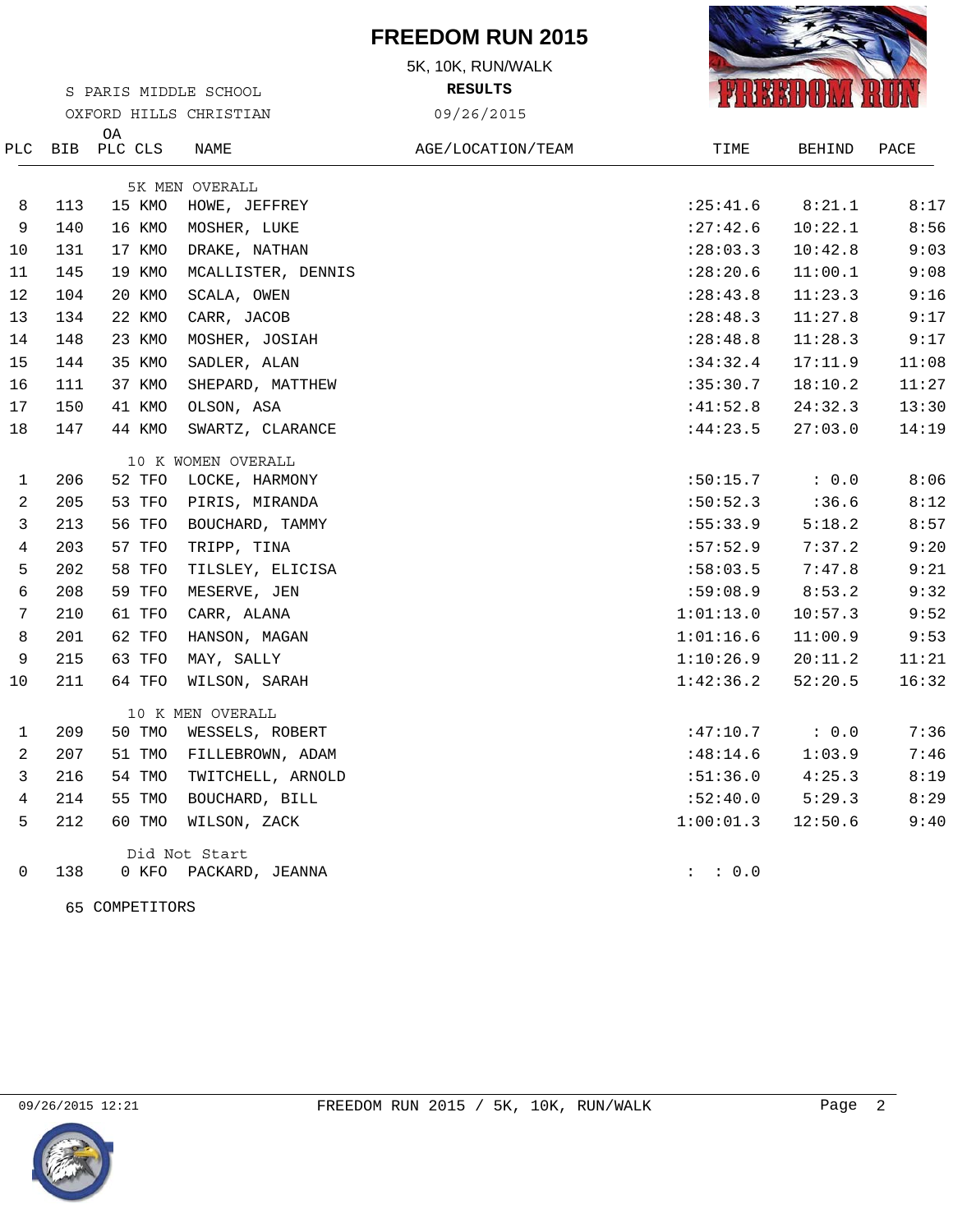# FREEDOM RUN 2015

5K, 10K, RUN/WALK

**RESULTS**

S PARIS MIDDLE SCHOOL

OXFORD HILLS CHRISTIAN

09/26/2015

| PLC | BIB | OA PLC | CLS | NAME | AGE/LOCATION/TEAM | TIME | BEHIND | PACE |
|---|---|---|---|---|---|---|---|---|
| | | | | **5K MEN OVERALL** | | | | |
| 8 | 113 | 15 | KMO | HOWE, JEFFREY | | :25:41.6 | 8:21.1 | 8:17 |
| 9 | 140 | 16 | KMO | MOSHER, LUKE | | :27:42.6 | 10:22.1 | 8:56 |
| 10 | 131 | 17 | KMO | DRAKE, NATHAN | | :28:03.3 | 10:42.8 | 9:03 |
| 11 | 145 | 19 | KMO | MCALLISTER, DENNIS | | :28:20.6 | 11:00.1 | 9:08 |
| 12 | 104 | 20 | KMO | SCALA, OWEN | | :28:43.8 | 11:23.3 | 9:16 |
| 13 | 134 | 22 | KMO | CARR, JACOB | | :28:48.3 | 11:27.8 | 9:17 |
| 14 | 148 | 23 | KMO | MOSHER, JOSIAH | | :28:48.8 | 11:28.3 | 9:17 |
| 15 | 144 | 35 | KMO | SADLER, ALAN | | :34:32.4 | 17:11.9 | 11:08 |
| 16 | 111 | 37 | KMO | SHEPARD, MATTHEW | | :35:30.7 | 18:10.2 | 11:27 |
| 17 | 150 | 41 | KMO | OLSON, ASA | | :41:52.8 | 24:32.3 | 13:30 |
| 18 | 147 | 44 | KMO | SWARTZ, CLARANCE | | :44:23.5 | 27:03.0 | 14:19 |
| | | | | **10 K WOMEN OVERALL** | | | | |
| 1 | 206 | 52 | TFO | LOCKE, HARMONY | | :50:15.7 | : 0.0 | 8:06 |
| 2 | 205 | 53 | TFO | PIRIS, MIRANDA | | :50:52.3 | :36.6 | 8:12 |
| 3 | 213 | 56 | TFO | BOUCHARD, TAMMY | | :55:33.9 | 5:18.2 | 8:57 |
| 4 | 203 | 57 | TFO | TRIPP, TINA | | :57:52.9 | 7:37.2 | 9:20 |
| 5 | 202 | 58 | TFO | TILSLEY, ELICISA | | :58:03.5 | 7:47.8 | 9:21 |
| 6 | 208 | 59 | TFO | MESERVE, JEN | | :59:08.9 | 8:53.2 | 9:32 |
| 7 | 210 | 61 | TFO | CARR, ALANA | | 1:01:13.0 | 10:57.3 | 9:52 |
| 8 | 201 | 62 | TFO | HANSON, MAGAN | | 1:01:16.6 | 11:00.9 | 9:53 |
| 9 | 215 | 63 | TFO | MAY, SALLY | | 1:10:26.9 | 20:11.2 | 11:21 |
| 10 | 211 | 64 | TFO | WILSON, SARAH | | 1:42:36.2 | 52:20.5 | 16:32 |
| | | | | **10 K MEN OVERALL** | | | | |
| 1 | 209 | 50 | TMO | WESSELS, ROBERT | | :47:10.7 | : 0.0 | 7:36 |
| 2 | 207 | 51 | TMO | FILLEBROWN, ADAM | | :48:14.6 | 1:03.9 | 7:46 |
| 3 | 216 | 54 | TMO | TWITCHELL, ARNOLD | | :51:36.0 | 4:25.3 | 8:19 |
| 4 | 214 | 55 | TMO | BOUCHARD, BILL | | :52:40.0 | 5:29.3 | 8:29 |
| 5 | 212 | 60 | TMO | WILSON, ZACK | | 1:00:01.3 | 12:50.6 | 9:40 |
| | | | | **Did Not Start** | | | | |
| 0 | 138 | 0 | KFO | PACKARD, JEANNA | | : : 0.0 | | |

65 COMPETITORS

09/26/2015 12:21 FREEDOM RUN 2015 / 5K, 10K, RUN/WALK